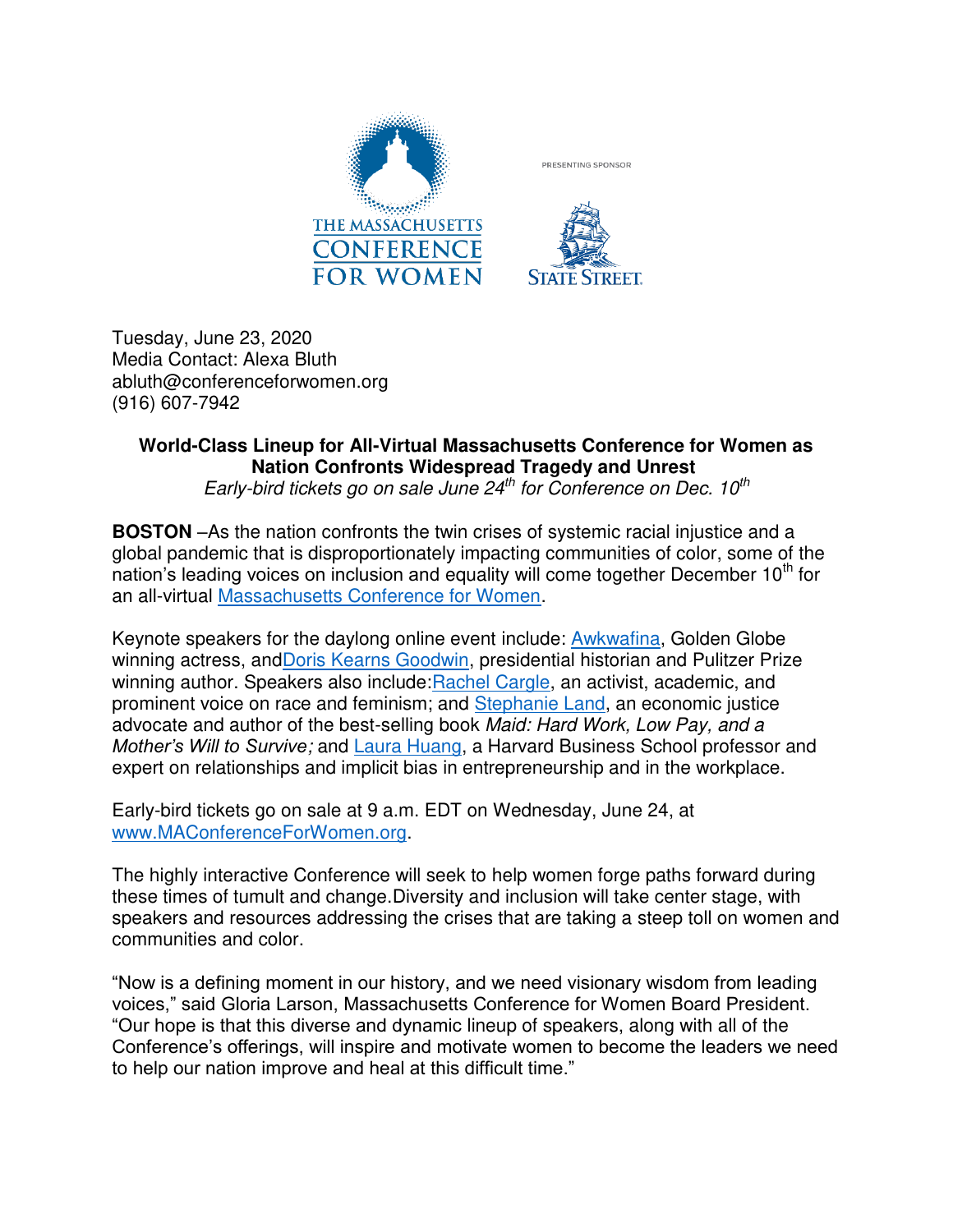THE MASSACHUSETTS CONFERENCE FOR WOMEN

PRESENTING SPONSOR

STATE STREET.

Tuesday, June 23, 2020
Media Contact: Alexa Bluth
abluth@conferenceforwomen.org
(916) 607-7942

**World-Class Lineup for All-Virtual Massachusetts Conference for Women as Nation Confronts Widespread Tragedy and Unrest**

*Early-bird tickets go on sale June 24th for Conference on Dec. 10th*

**BOSTON** –As the nation confronts the twin crises of systemic racial injustice and a global pandemic that is disproportionately impacting communities of color, some of the nation's leading voices on inclusion and equality will come together December 10th for an all-virtual Massachusetts Conference for Women.

Keynote speakers for the daylong online event include: Awkwafina, Golden Globe winning actress, andDoris Kearns Goodwin, presidential historian and Pulitzer Prize winning author. Speakers also include:Rachel Cargle, an activist, academic, and prominent voice on race and feminism; and Stephanie Land, an economic justice advocate and author of the best-selling book *Maid: Hard Work, Low Pay, and a Mother's Will to Survive;* and Laura Huang, a Harvard Business School professor and expert on relationships and implicit bias in entrepreneurship and in the workplace.

Early-bird tickets go on sale at 9 a.m. EDT on Wednesday, June 24, at www.MAConferenceForWomen.org.

The highly interactive Conference will seek to help women forge paths forward during these times of tumult and change.Diversity and inclusion will take center stage, with speakers and resources addressing the crises that are taking a steep toll on women and communities and color.

"Now is a defining moment in our history, and we need visionary wisdom from leading voices," said Gloria Larson, Massachusetts Conference for Women Board President. "Our hope is that this diverse and dynamic lineup of speakers, along with all of the Conference's offerings, will inspire and motivate women to become the leaders we need to help our nation improve and heal at this difficult time."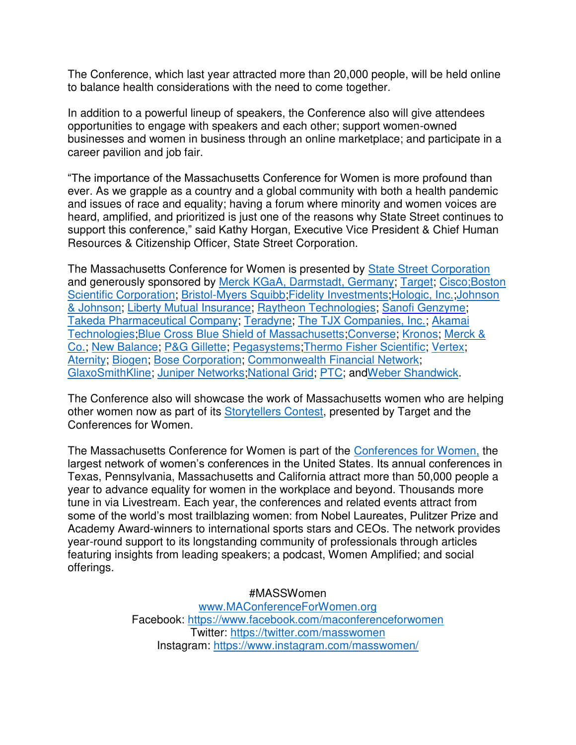The Conference, which last year attracted more than 20,000 people, will be held online to balance health considerations with the need to come together.

In addition to a powerful lineup of speakers, the Conference also will give attendees opportunities to engage with speakers and each other; support women-owned businesses and women in business through an online marketplace; and participate in a career pavilion and job fair.

“The importance of the Massachusetts Conference for Women is more profound than ever. As we grapple as a country and a global community with both a health pandemic and issues of race and equality; having a forum where minority and women voices are heard, amplified, and prioritized is just one of the reasons why State Street continues to support this conference,” said Kathy Horgan, Executive Vice President & Chief Human Resources & Citizenship Officer, State Street Corporation.

The Massachusetts Conference for Women is presented by State Street Corporation and generously sponsored by Merck KGaA, Darmstadt, Germany; Target; Cisco;Boston Scientific Corporation; Bristol-Myers Squibb;Fidelity Investments;Hologic, Inc.;Johnson & Johnson; Liberty Mutual Insurance; Raytheon Technologies; Sanofi Genzyme; Takeda Pharmaceutical Company; Teradyne; The TJX Companies, Inc.; Akamai Technologies;Blue Cross Blue Shield of Massachusetts;Converse; Kronos; Merck & Co.; New Balance; P&G Gillette; Pegasystems;Thermo Fisher Scientific; Vertex; Aternity; Biogen; Bose Corporation; Commonwealth Financial Network; GlaxoSmithKline; Juniper Networks;National Grid; PTC; andWeber Shandwick.

The Conference also will showcase the work of Massachusetts women who are helping other women now as part of its Storytellers Contest, presented by Target and the Conferences for Women.

The Massachusetts Conference for Women is part of the Conferences for Women, the largest network of women’s conferences in the United States. Its annual conferences in Texas, Pennsylvania, Massachusetts and California attract more than 50,000 people a year to advance equality for women in the workplace and beyond. Thousands more tune in via Livestream. Each year, the conferences and related events attract from some of the world’s most trailblazing women: from Nobel Laureates, Pulitzer Prize and Academy Award-winners to international sports stars and CEOs. The network provides year-round support to its longstanding community of professionals through articles featuring insights from leading speakers; a podcast, Women Amplified; and social offerings.

#MASSWomen

www.MAConferenceForWomen.org

Facebook: https://www.facebook.com/maconferenceforwomen

Twitter: https://twitter.com/masswomen

Instagram: https://www.instagram.com/masswomen/